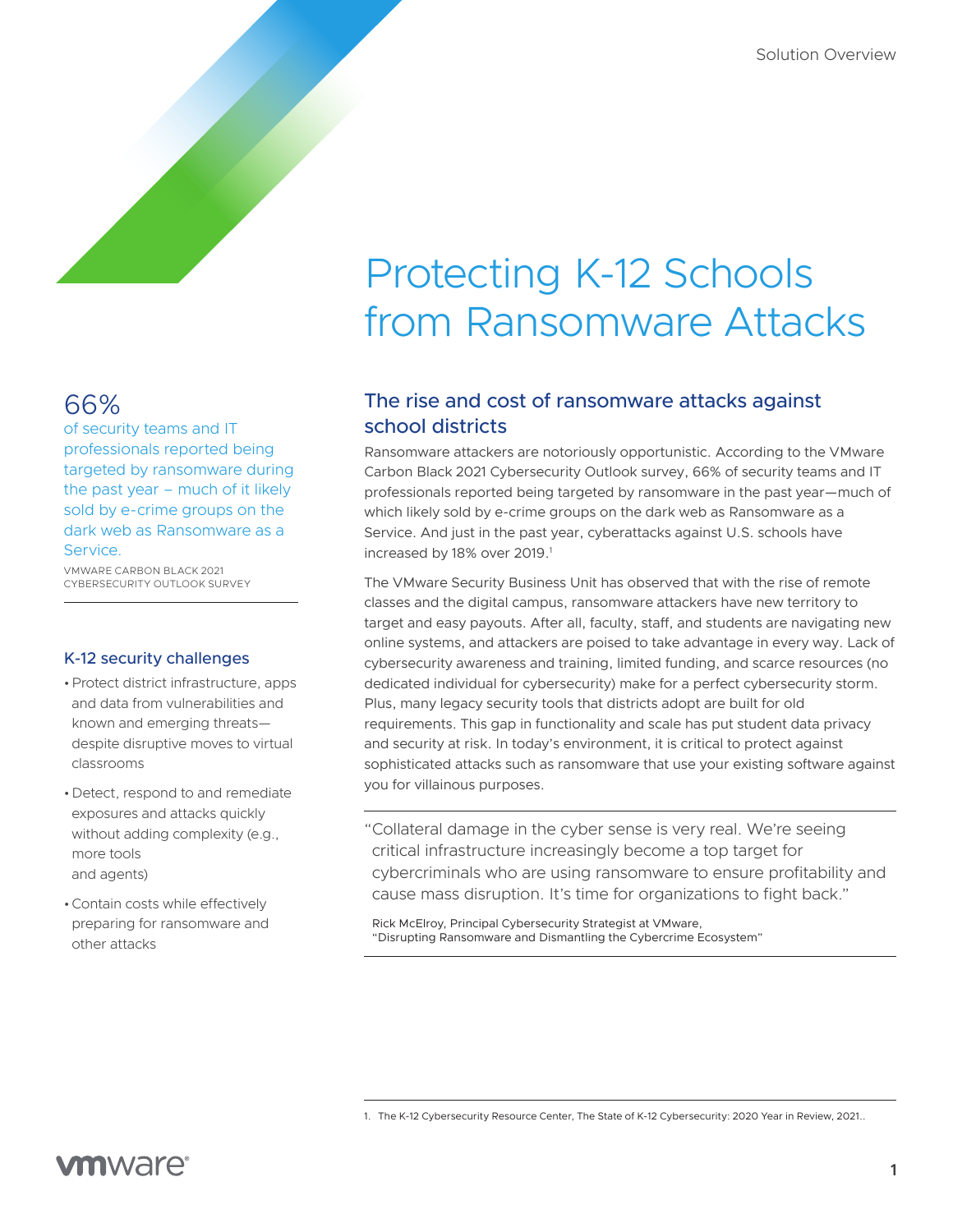Solution Overview

# Protecting K-12 Schools from Ransomware Attacks

## The rise and cost of ransomware attacks against school districts

Ransomware attackers are notoriously opportunistic. According to the VMware Carbon Black 2021 Cybersecurity Outlook survey, 66% of security teams and IT professionals reported being targeted by ransomware in the past year—much of which likely sold by e-crime groups on the dark web as Ransomware as a Service. And just in the past year, cyberattacks against U.S. schools have increased by 18% over 2019.[1]

The VMware Security Business Unit has observed that with the rise of remote classes and the digital campus, ransomware attackers have new territory to target and easy payouts. After all, faculty, staff, and students are navigating new online systems, and attackers are poised to take advantage in every way. Lack of cybersecurity awareness and training, limited funding, and scarce resources (no dedicated individual for cybersecurity) make for a perfect cybersecurity storm. Plus, many legacy security tools that districts adopt are built for old requirements. This gap in functionality and scale has put student data privacy and security at risk. In today's environment, it is critical to protect against sophisticated attacks such as ransomware that use your existing software against you for villainous purposes.

> "Collateral damage in the cyber sense is very real. We're seeing critical infrastructure increasingly become a top target for cybercriminals who are using ransomware to ensure profitability and cause mass disruption. It's time for organizations to fight back."
>
> Rick McElroy, Principal Cybersecurity Strategist at VMware, "Disrupting Ransomware and Dismantling the Cybercrime Ecosystem"

66%

of security teams and IT professionals reported being targeted by ransomware during the past year – much of it likely sold by e-crime groups on the dark web as Ransomware as a Service.

VMWARE CARBON BLACK 2021 CYBERSECURITY OUTLOOK SURVEY

### K-12 security challenges

- Protect district infrastructure, apps and data from vulnerabilities and known and emerging threats—despite disruptive moves to virtual classrooms
- Detect, respond to and remediate exposures and attacks quickly without adding complexity (e.g., more tools and agents)
- Contain costs while effectively preparing for ransomware and other attacks

1. The K-12 Cybersecurity Resource Center, The State of K-12 Cybersecurity: 2020 Year in Review, 2021..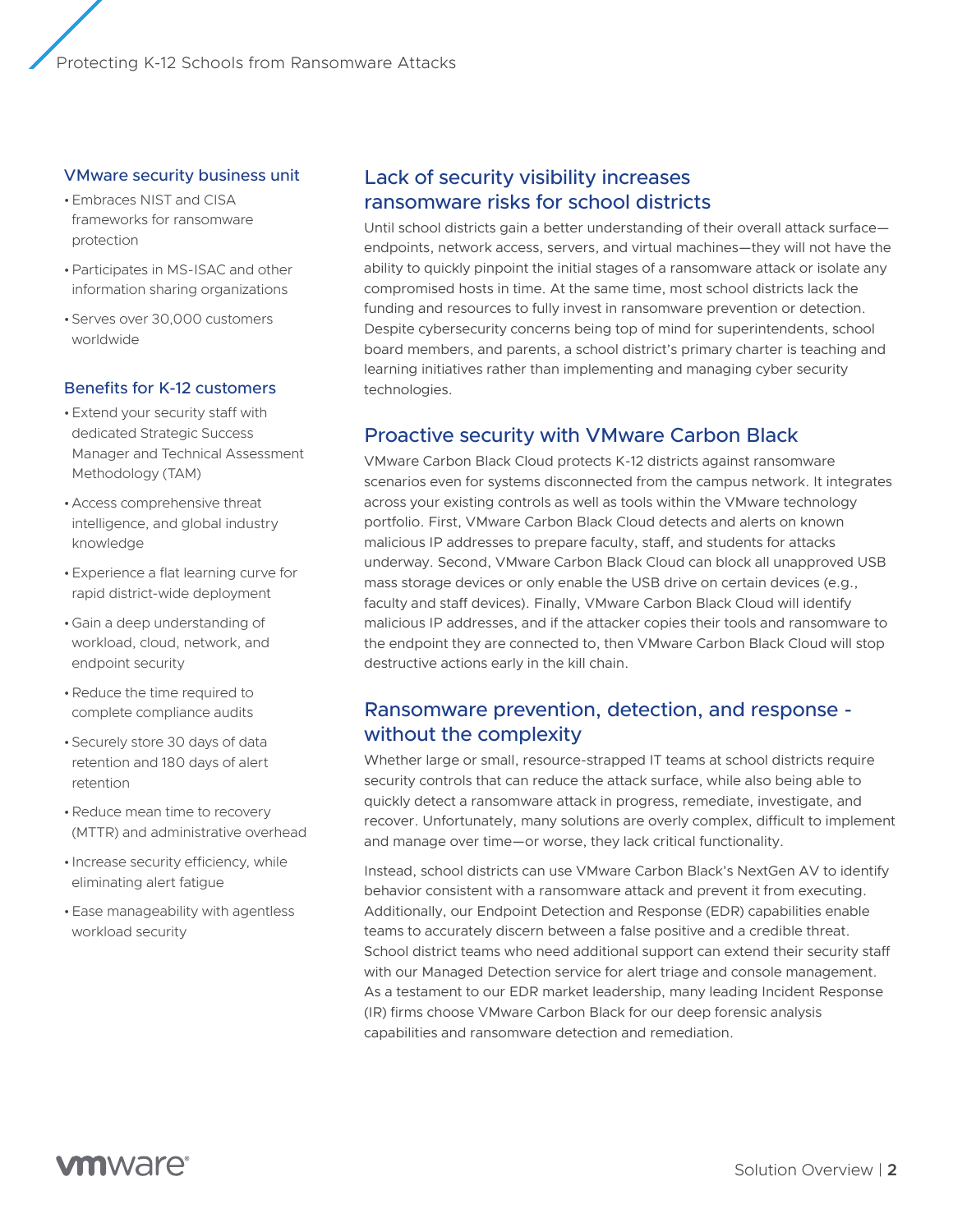### VMware security business unit

- Embraces NIST and CISA frameworks for ransomware protection
- Participates in MS-ISAC and other information sharing organizations
- Serves over 30,000 customers worldwide

### Benefits for K-12 customers

- Extend your security staff with dedicated Strategic Success Manager and Technical Assessment Methodology (TAM)
- Access comprehensive threat intelligence, and global industry knowledge
- Experience a flat learning curve for rapid district-wide deployment
- Gain a deep understanding of workload, cloud, network, and endpoint security
- Reduce the time required to complete compliance audits
- Securely store 30 days of data retention and 180 days of alert retention
- Reduce mean time to recovery (MTTR) and administrative overhead
- Increase security efficiency, while eliminating alert fatigue
- Ease manageability with agentless workload security

## Lack of security visibility increases ransomware risks for school districts

Until school districts gain a better understanding of their overall attack surface—endpoints, network access, servers, and virtual machines—they will not have the ability to quickly pinpoint the initial stages of a ransomware attack or isolate any compromised hosts in time. At the same time, most school districts lack the funding and resources to fully invest in ransomware prevention or detection. Despite cybersecurity concerns being top of mind for superintendents, school board members, and parents, a school district's primary charter is teaching and learning initiatives rather than implementing and managing cyber security technologies.

## Proactive security with VMware Carbon Black

VMware Carbon Black Cloud protects K-12 districts against ransomware scenarios even for systems disconnected from the campus network. It integrates across your existing controls as well as tools within the VMware technology portfolio. First, VMware Carbon Black Cloud detects and alerts on known malicious IP addresses to prepare faculty, staff, and students for attacks underway. Second, VMware Carbon Black Cloud can block all unapproved USB mass storage devices or only enable the USB drive on certain devices (e.g., faculty and staff devices). Finally, VMware Carbon Black Cloud will identify malicious IP addresses, and if the attacker copies their tools and ransomware to the endpoint they are connected to, then VMware Carbon Black Cloud will stop destructive actions early in the kill chain.

## Ransomware prevention, detection, and response - without the complexity

Whether large or small, resource-strapped IT teams at school districts require security controls that can reduce the attack surface, while also being able to quickly detect a ransomware attack in progress, remediate, investigate, and recover. Unfortunately, many solutions are overly complex, difficult to implement and manage over time—or worse, they lack critical functionality.

Instead, school districts can use VMware Carbon Black's NextGen AV to identify behavior consistent with a ransomware attack and prevent it from executing. Additionally, our Endpoint Detection and Response (EDR) capabilities enable teams to accurately discern between a false positive and a credible threat. School district teams who need additional support can extend their security staff with our Managed Detection service for alert triage and console management. As a testament to our EDR market leadership, many leading Incident Response (IR) firms choose VMware Carbon Black for our deep forensic analysis capabilities and ransomware detection and remediation.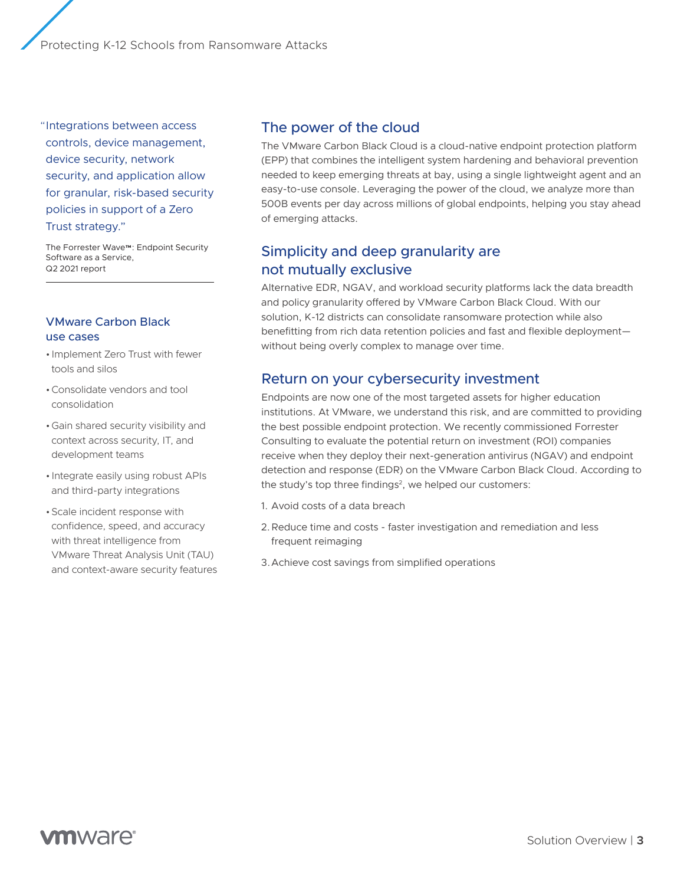"Integrations between access controls, device management, device security, network security, and application allow for granular, risk-based security policies in support of a Zero Trust strategy."

The Forrester Wave™: Endpoint Security Software as a Service, Q2 2021 report

### VMware Carbon Black use cases

- Implement Zero Trust with fewer tools and silos
- Consolidate vendors and tool consolidation
- Gain shared security visibility and context across security, IT, and development teams
- Integrate easily using robust APIs and third-party integrations
- Scale incident response with confidence, speed, and accuracy with threat intelligence from VMware Threat Analysis Unit (TAU) and context-aware security features

## The power of the cloud

The VMware Carbon Black Cloud is a cloud-native endpoint protection platform (EPP) that combines the intelligent system hardening and behavioral prevention needed to keep emerging threats at bay, using a single lightweight agent and an easy-to-use console. Leveraging the power of the cloud, we analyze more than 500B events per day across millions of global endpoints, helping you stay ahead of emerging attacks.

## Simplicity and deep granularity are not mutually exclusive

Alternative EDR, NGAV, and workload security platforms lack the data breadth and policy granularity offered by VMware Carbon Black Cloud. With our solution, K-12 districts can consolidate ransomware protection while also benefitting from rich data retention policies and fast and flexible deployment—without being overly complex to manage over time.

## Return on your cybersecurity investment

Endpoints are now one of the most targeted assets for higher education institutions. At VMware, we understand this risk, and are committed to providing the best possible endpoint protection. We recently commissioned Forrester Consulting to evaluate the potential return on investment (ROI) companies receive when they deploy their next-generation antivirus (NGAV) and endpoint detection and response (EDR) on the VMware Carbon Black Cloud. According to the study's top three findings[2], we helped our customers:

1. Avoid costs of a data breach
2. Reduce time and costs - faster investigation and remediation and less frequent reimaging
3. Achieve cost savings from simplified operations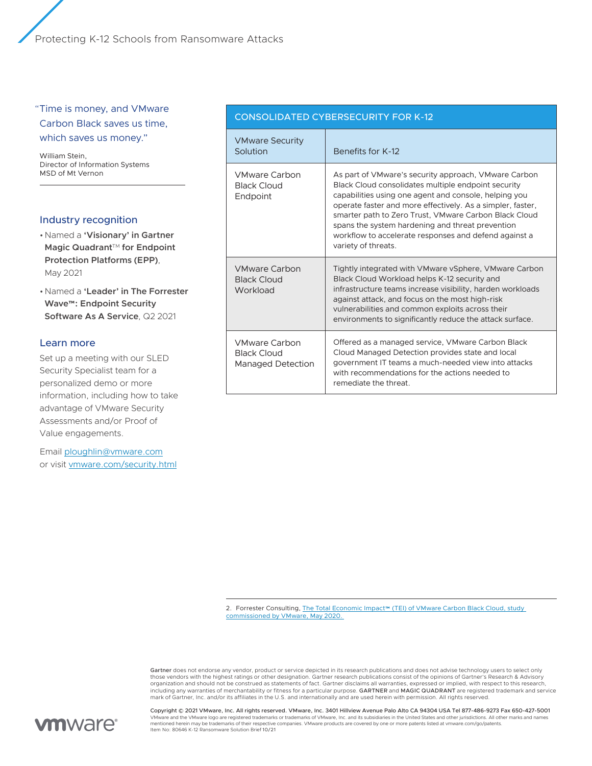"Time is money, and VMware Carbon Black saves us time, which saves us money."

William Stein,
Director of Information Systems
MSD of Mt Vernon

## Industry recognition

- Named a **'Visionary' in Gartner Magic Quadrant™ for Endpoint Protection Platforms (EPP)**, May 2021
- Named a **'Leader' in The Forrester Wave™: Endpoint Security Software As A Service**, Q2 2021

## Learn more

Set up a meeting with our SLED Security Specialist team for a personalized demo or more information, including how to take advantage of VMware Security Assessments and/or Proof of Value engagements.

Email ploughlin@vmware.com
or visit vmware.com/security.html

| CONSOLIDATED CYBERSECURITY FOR K-12 | |
|---|---|
| VMware Security Solution | Benefits for K-12 |
| VMware Carbon Black Cloud Endpoint | As part of VMware's security approach, VMware Carbon Black Cloud consolidates multiple endpoint security capabilities using one agent and console, helping you operate faster and more effectively. As a simpler, faster, smarter path to Zero Trust, VMware Carbon Black Cloud spans the system hardening and threat prevention workflow to accelerate responses and defend against a variety of threats. |
| VMware Carbon Black Cloud Workload | Tightly integrated with VMware vSphere, VMware Carbon Black Cloud Workload helps K-12 security and infrastructure teams increase visibility, harden workloads against attack, and focus on the most high-risk vulnerabilities and common exploits across their environments to significantly reduce the attack surface. |
| VMware Carbon Black Cloud Managed Detection | Offered as a managed service, VMware Carbon Black Cloud Managed Detection provides state and local government IT teams a much-needed view into attacks with recommendations for the actions needed to remediate the threat. |

2. Forrester Consulting, The Total Economic Impact™ (TEI) of VMware Carbon Black Cloud, study commissioned by VMware, May 2020.

**Gartner** does not endorse any vendor, product or service depicted in its research publications and does not advise technology users to select only those vendors with the highest ratings or other designation. Gartner research publications consist of the opinions of Gartner's Research & Advisory organization and should not be construed as statements of fact. Gartner disclaims all warranties, expressed or implied, with respect to this research, including any warranties of merchantability or fitness for a particular purpose. GARTNER and MAGIC QUADRANT are registered trademark and service mark of Gartner, Inc. and/or its affiliates in the U.S. and internationally and are used herein with permission. All rights reserved.

Copyright © 2021 VMware, Inc. All rights reserved. VMware, Inc. 3401 Hillview Avenue Palo Alto CA 94304 USA Tel 877-486-9273 Fax 650-427-5001
VMware and the VMware logo are registered trademarks or trademarks of VMware, Inc. and its subsidiaries in the United States and other jurisdictions. All other marks and names mentioned herein may be trademarks of their respective companies. VMware products are covered by one or more patents listed at vmware.com/go/patents.
Item No: 80646 K-12 Ransomware Solution Brief 10/21